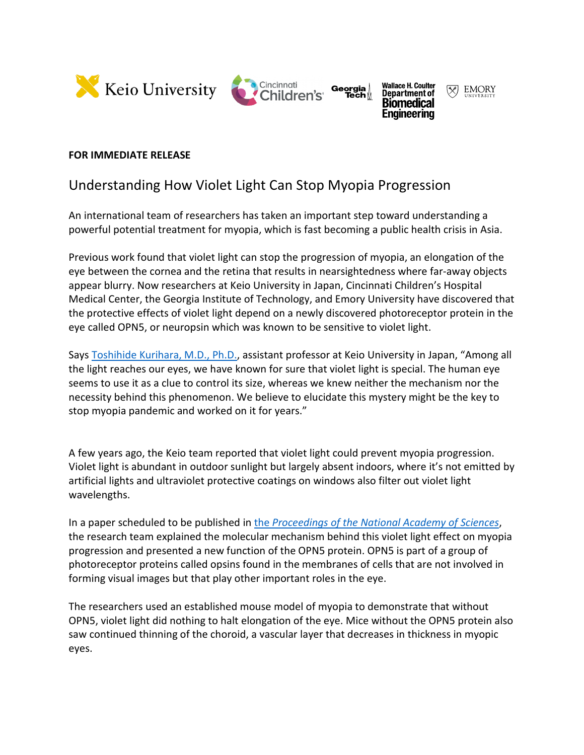**FOR IMMEDIATE RELEASE**

# Understanding How Violet Light Can Stop Myopia Progression

An international team of researchers has taken an important step toward understanding a powerful potential treatment for myopia, which is fast becoming a public health crisis in Asia.

Previous work found that violet light can stop the progression of myopia, an elongation of the eye between the cornea and the retina that results in nearsightedness where far-away objects appear blurry. Now researchers at Keio University in Japan, Cincinnati Children's Hospital Medical Center, the Georgia Institute of Technology, and Emory University have discovered that the protective effects of violet light depend on a newly discovered photoreceptor protein in the eye called OPN5, or neuropsin which was known to be sensitive to violet light.

Says Toshihide Kurihara, M.D., Ph.D., assistant professor at Keio University in Japan, "Among all the light reaches our eyes, we have known for sure that violet light is special. The human eye seems to use it as a clue to control its size, whereas we knew neither the mechanism nor the necessity behind this phenomenon. We believe to elucidate this mystery might be the key to stop myopia pandemic and worked on it for years."

A few years ago, the Keio team reported that violet light could prevent myopia progression. Violet light is abundant in outdoor sunlight but largely absent indoors, where it's not emitted by artificial lights and ultraviolet protective coatings on windows also filter out violet light wavelengths.

In a paper scheduled to be published in the *Proceedings of the National Academy of Sciences*, the research team explained the molecular mechanism behind this violet light effect on myopia progression and presented a new function of the OPN5 protein. OPN5 is part of a group of photoreceptor proteins called opsins found in the membranes of cells that are not involved in forming visual images but that play other important roles in the eye.

The researchers used an established mouse model of myopia to demonstrate that without OPN5, violet light did nothing to halt elongation of the eye. Mice without the OPN5 protein also saw continued thinning of the choroid, a vascular layer that decreases in thickness in myopic eyes.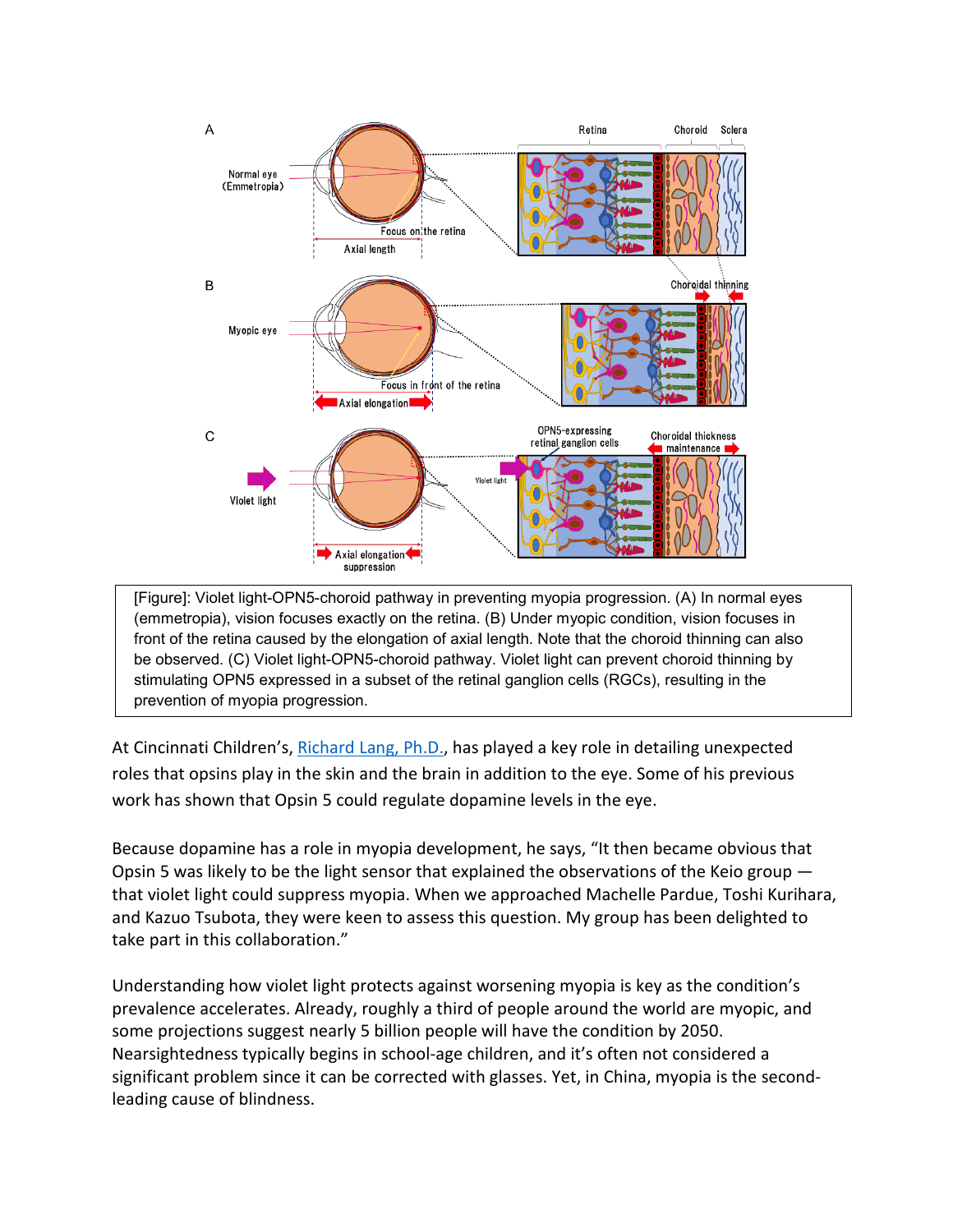[Figure]: Violet light-OPN5-choroid pathway in preventing myopia progression. (A) In normal eyes (emmetropia), vision focuses exactly on the retina. (B) Under myopic condition, vision focuses in front of the retina caused by the elongation of axial length. Note that the choroid thinning can also be observed. (C) Violet light-OPN5-choroid pathway. Violet light can prevent choroid thinning by stimulating OPN5 expressed in a subset of the retinal ganglion cells (RGCs), resulting in the prevention of myopia progression.

At Cincinnati Children's, [Richard Lang, Ph.D.](), has played a key role in detailing unexpected roles that opsins play in the skin and the brain in addition to the eye. Some of his previous work has shown that Opsin 5 could regulate dopamine levels in the eye.

Because dopamine has a role in myopia development, he says, "It then became obvious that Opsin 5 was likely to be the light sensor that explained the observations of the Keio group — that violet light could suppress myopia. When we approached Machelle Pardue, Toshi Kurihara, and Kazuo Tsubota, they were keen to assess this question. My group has been delighted to take part in this collaboration."

Understanding how violet light protects against worsening myopia is key as the condition's prevalence accelerates. Already, roughly a third of people around the world are myopic, and some projections suggest nearly 5 billion people will have the condition by 2050. Nearsightedness typically begins in school-age children, and it's often not considered a significant problem since it can be corrected with glasses. Yet, in China, myopia is the second-leading cause of blindness.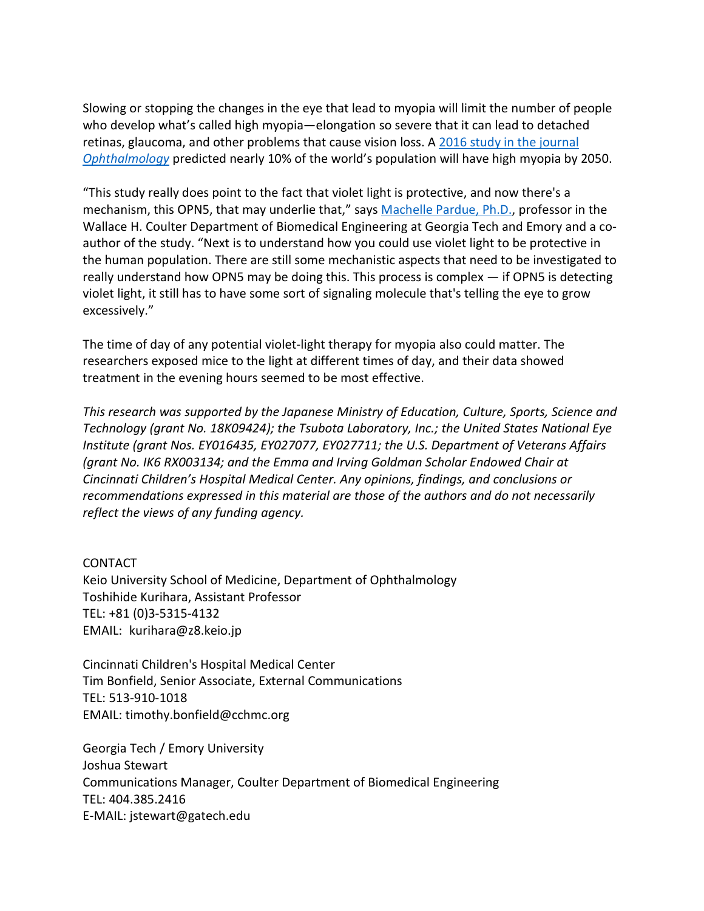Slowing or stopping the changes in the eye that lead to myopia will limit the number of people who develop what's called high myopia—elongation so severe that it can lead to detached retinas, glaucoma, and other problems that cause vision loss. A [2016 study in the journal *Ophthalmology*] predicted nearly 10% of the world's population will have high myopia by 2050.

"This study really does point to the fact that violet light is protective, and now there's a mechanism, this OPN5, that may underlie that," says [Machelle Pardue, Ph.D.], professor in the Wallace H. Coulter Department of Biomedical Engineering at Georgia Tech and Emory and a co-author of the study. "Next is to understand how you could use violet light to be protective in the human population. There are still some mechanistic aspects that need to be investigated to really understand how OPN5 may be doing this. This process is complex — if OPN5 is detecting violet light, it still has to have some sort of signaling molecule that's telling the eye to grow excessively."

The time of day of any potential violet-light therapy for myopia also could matter. The researchers exposed mice to the light at different times of day, and their data showed treatment in the evening hours seemed to be most effective.

*This research was supported by the Japanese Ministry of Education, Culture, Sports, Science and Technology (grant No. 18K09424); the Tsubota Laboratory, Inc.; the United States National Eye Institute (grant Nos. EY016435, EY027077, EY027711; the U.S. Department of Veterans Affairs (grant No. IK6 RX003134; and the Emma and Irving Goldman Scholar Endowed Chair at Cincinnati Children's Hospital Medical Center. Any opinions, findings, and conclusions or recommendations expressed in this material are those of the authors and do not necessarily reflect the views of any funding agency.*

CONTACT
Keio University School of Medicine, Department of Ophthalmology
Toshihide Kurihara, Assistant Professor
TEL: +81 (0)3-5315-4132
EMAIL: kurihara@z8.keio.jp

Cincinnati Children's Hospital Medical Center
Tim Bonfield, Senior Associate, External Communications
TEL: 513-910-1018
EMAIL: timothy.bonfield@cchmc.org

Georgia Tech / Emory University
Joshua Stewart
Communications Manager, Coulter Department of Biomedical Engineering
TEL: 404.385.2416
E-MAIL: jstewart@gatech.edu